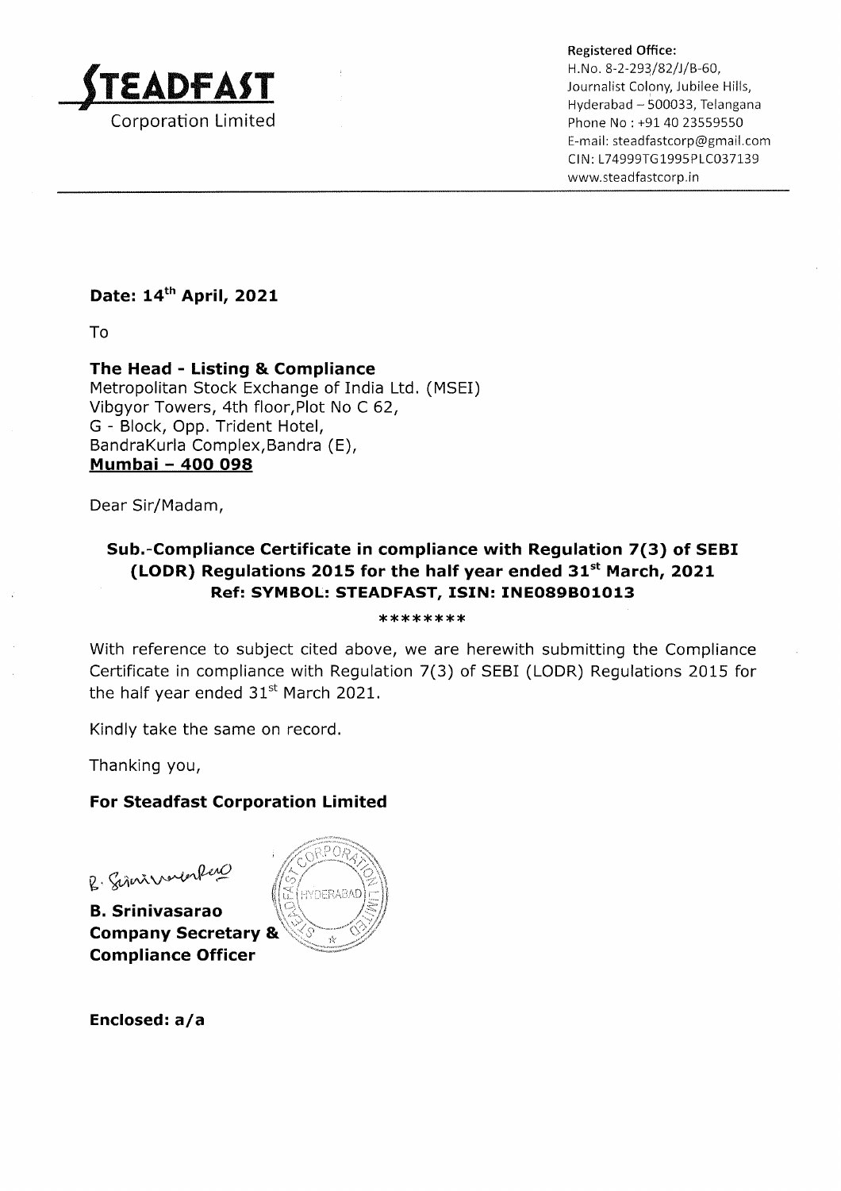**STEADFAST**
Corporation Limited

**Registered Office:**
H.No. 8-2-293/82/J/B-60,
Journalist Colony, Jubilee Hills,
Hyderabad – 500033, Telangana
Phone No : +91 40 23559550
E-mail: steadfastcorp@gmail.com
CIN: L74999TG1995PLC037139
www.steadfastcorp.in

**Date: 14th April, 2021**

To

**The Head - Listing & Compliance**
Metropolitan Stock Exchange of India Ltd. (MSEI)
Vibgyor Towers, 4th floor,Plot No C 62,
G - Block, Opp. Trident Hotel,
BandraKurla Complex,Bandra (E),
**Mumbai – 400 098**

Dear Sir/Madam,

**Sub.-Compliance Certificate in compliance with Regulation 7(3) of SEBI (LODR) Regulations 2015 for the half year ended 31st March, 2021**
**Ref: SYMBOL: STEADFAST, ISIN: INE089B01013**

********

With reference to subject cited above, we are herewith submitting the Compliance Certificate in compliance with Regulation 7(3) of SEBI (LODR) Regulations 2015 for the half year ended 31st March 2021.

Kindly take the same on record.

Thanking you,

**For Steadfast Corporation Limited**

B. Srinivasarao

**B. Srinivasarao**
**Company Secretary &**
**Compliance Officer**

**Enclosed: a/a**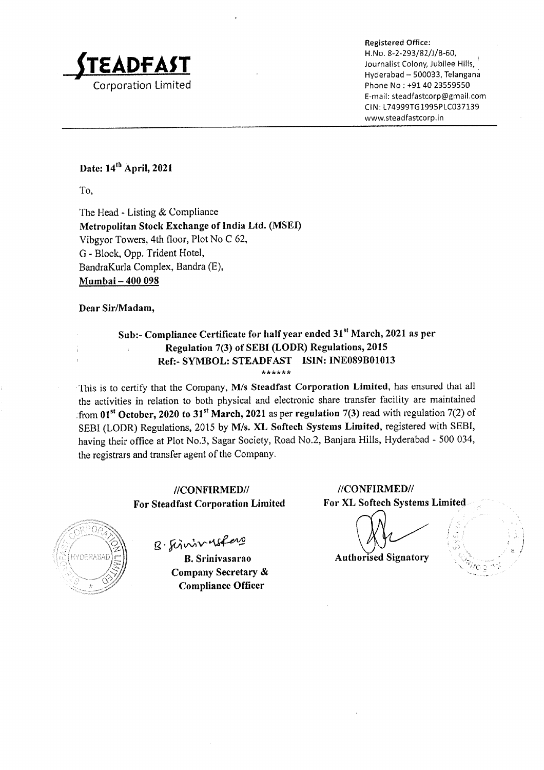**STEADFAST**
Corporation Limited

Registered Office:
H.No. 8-2-293/82/J/B-60,
Journalist Colony, Jubilee Hills,
Hyderabad – 500033, Telangana
Phone No : +91 40 23559550
E-mail: steadfastcorp@gmail.com
CIN: L74999TG1995PLC037139
www.steadfastcorp.in

---

**Date: 14th April, 2021**

To,

The Head - Listing & Compliance
**Metropolitan Stock Exchange of India Ltd. (MSEI)**
Vibgyor Towers, 4th floor, Plot No C 62,
G - Block, Opp. Trident Hotel,
BandraKurla Complex, Bandra (E),
**Mumbai – 400 098**

**Dear Sir/Madam,**

**Sub:- Compliance Certificate for half year ended 31st March, 2021 as per Regulation 7(3) of SEBI (LODR) Regulations, 2015**
**Ref:- SYMBOL: STEADFAST ISIN: INE089B01013**

******

This is to certify that the Company, **M/s Steadfast Corporation Limited**, has ensured that all the activities in relation to both physical and electronic share transfer facility are maintained from **01st October, 2020 to 31st March, 2021** as per **regulation 7(3)** read with regulation 7(2) of SEBI (LODR) Regulations, 2015 by **M/s. XL Softech Systems Limited**, registered with SEBI, having their office at Plot No.3, Sagar Society, Road No.2, Banjara Hills, Hyderabad - 500 034, the registrars and transfer agent of the Company.

**//CONFIRMED//**
**For Steadfast Corporation Limited**

B. Srinivasarao

**B. Srinivasarao**
**Company Secretary &**
**Compliance Officer**

**//CONFIRMED//**
**For XL Softech Systems Limited**

**Authorised Signatory**